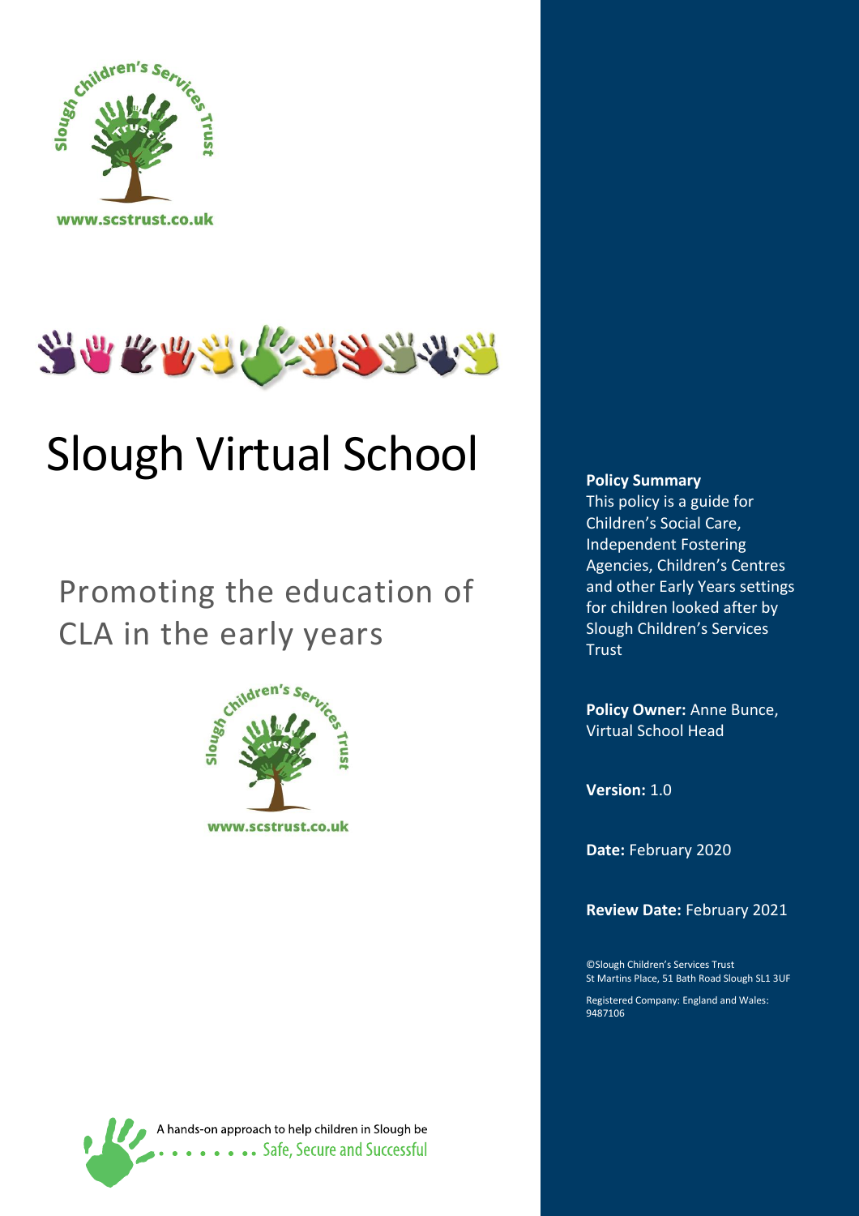www.scstrust.co.uk

# Slough Virtual School

## Promoting the education of CLA in the early years

www.scstrust.co.uk

A hands-on approach to help children in Slough be Safe, Secure and Successful

**Policy Summary**
This policy is a guide for Children's Social Care, Independent Fostering Agencies, Children's Centres and other Early Years settings for children looked after by Slough Children's Services Trust

**Policy Owner:** Anne Bunce, Virtual School Head

**Version:** 1.0

**Date:** February 2020

**Review Date:** February 2021

©Slough Children's Services Trust
St Martins Place, 51 Bath Road Slough SL1 3UF

Registered Company: England and Wales: 9487106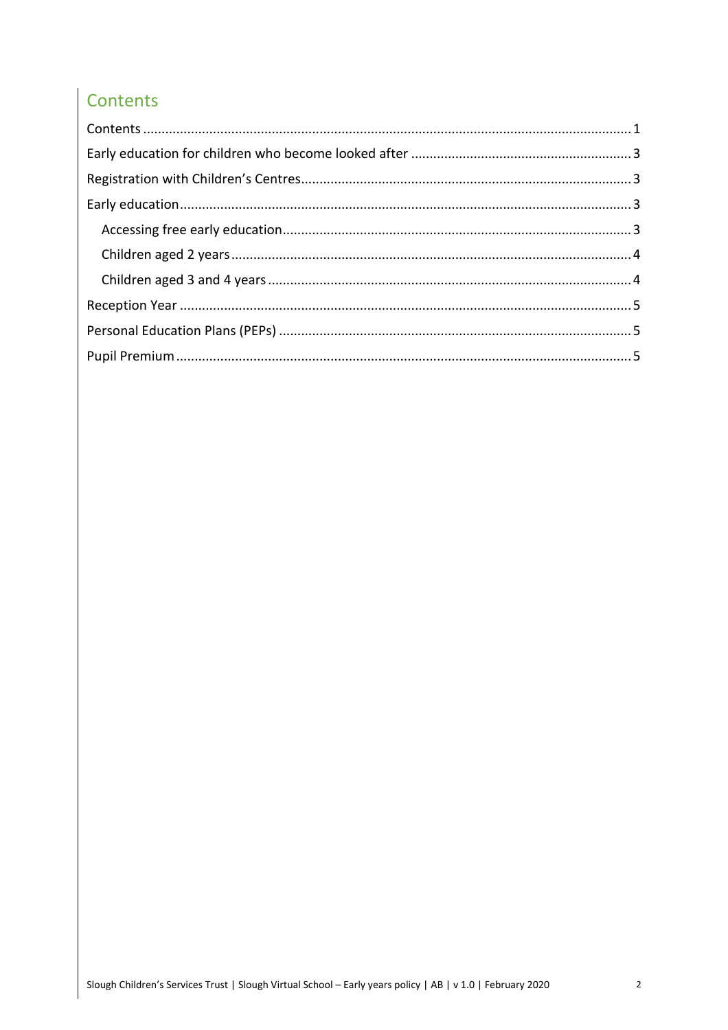## Contents

Contents .................................................................................................................................. 1

Early education for children who become looked after ........................................................... 3

Registration with Children's Centres......................................................................................... 3

Early education.......................................................................................................................... 3

  Accessing free early education.............................................................................................. 3

  Children aged 2 years ........................................................................................................... 4

  Children aged 3 and 4 years .................................................................................................. 4

Reception Year .......................................................................................................................... 5

Personal Education Plans (PEPs) ............................................................................................... 5

Pupil Premium .......................................................................................................................... 5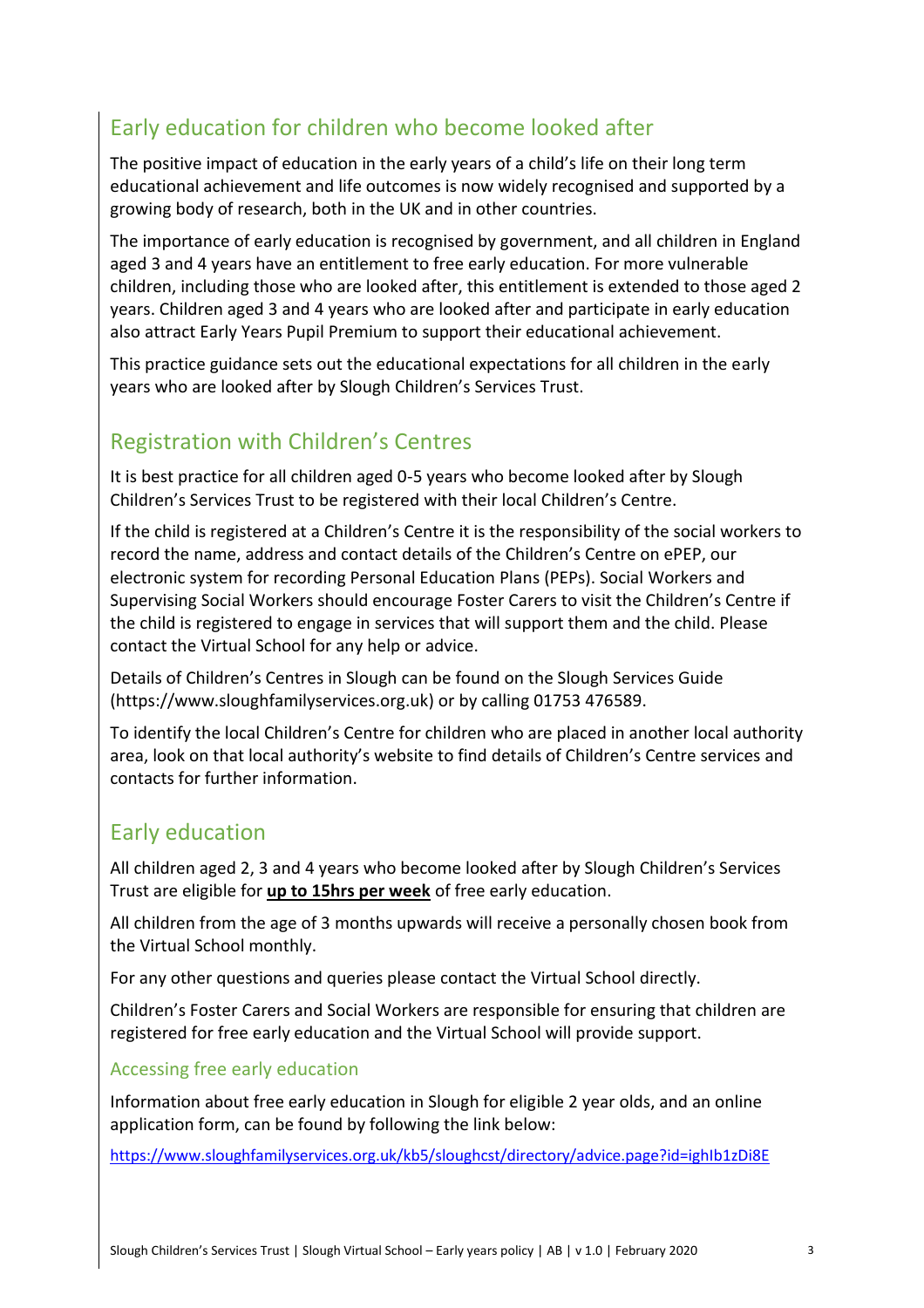## Early education for children who become looked after

The positive impact of education in the early years of a child's life on their long term educational achievement and life outcomes is now widely recognised and supported by a growing body of research, both in the UK and in other countries.

The importance of early education is recognised by government, and all children in England aged 3 and 4 years have an entitlement to free early education. For more vulnerable children, including those who are looked after, this entitlement is extended to those aged 2 years. Children aged 3 and 4 years who are looked after and participate in early education also attract Early Years Pupil Premium to support their educational achievement.

This practice guidance sets out the educational expectations for all children in the early years who are looked after by Slough Children's Services Trust.

## Registration with Children's Centres

It is best practice for all children aged 0-5 years who become looked after by Slough Children's Services Trust to be registered with their local Children's Centre.

If the child is registered at a Children's Centre it is the responsibility of the social workers to record the name, address and contact details of the Children's Centre on ePEP, our electronic system for recording Personal Education Plans (PEPs). Social Workers and Supervising Social Workers should encourage Foster Carers to visit the Children's Centre if the child is registered to engage in services that will support them and the child. Please contact the Virtual School for any help or advice.

Details of Children's Centres in Slough can be found on the Slough Services Guide (https://www.sloughfamilyservices.org.uk) or by calling 01753 476589.

To identify the local Children's Centre for children who are placed in another local authority area, look on that local authority's website to find details of Children's Centre services and contacts for further information.

## Early education

All children aged 2, 3 and 4 years who become looked after by Slough Children's Services Trust are eligible for **up to 15hrs per week** of free early education.

All children from the age of 3 months upwards will receive a personally chosen book from the Virtual School monthly.

For any other questions and queries please contact the Virtual School directly.

Children's Foster Carers and Social Workers are responsible for ensuring that children are registered for free early education and the Virtual School will provide support.

### Accessing free early education

Information about free early education in Slough for eligible 2 year olds, and an online application form, can be found by following the link below:

https://www.sloughfamilyservices.org.uk/kb5/sloughcst/directory/advice.page?id=ighIb1zDi8E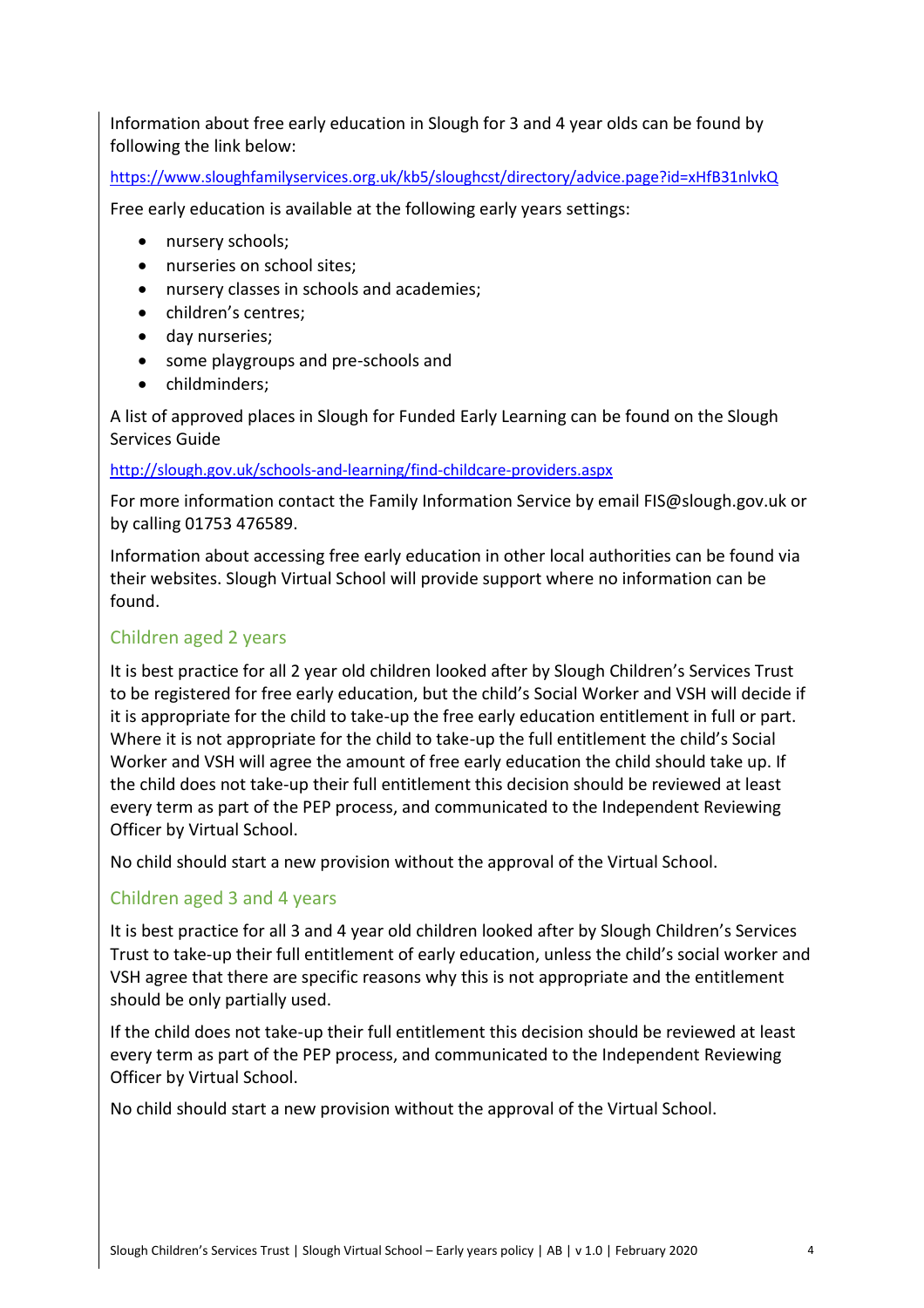Information about free early education in Slough for 3 and 4 year olds can be found by following the link below:

https://www.sloughfamilyservices.org.uk/kb5/sloughcst/directory/advice.page?id=xHfB31nlvkQ

Free early education is available at the following early years settings:

- nursery schools;
- nurseries on school sites;
- nursery classes in schools and academies;
- children's centres;
- day nurseries;
- some playgroups and pre-schools and
- childminders;

A list of approved places in Slough for Funded Early Learning can be found on the Slough Services Guide

http://slough.gov.uk/schools-and-learning/find-childcare-providers.aspx

For more information contact the Family Information Service by email FIS@slough.gov.uk or by calling 01753 476589.

Information about accessing free early education in other local authorities can be found via their websites. Slough Virtual School will provide support where no information can be found.

### Children aged 2 years

It is best practice for all 2 year old children looked after by Slough Children's Services Trust to be registered for free early education, but the child's Social Worker and VSH will decide if it is appropriate for the child to take-up the free early education entitlement in full or part. Where it is not appropriate for the child to take-up the full entitlement the child's Social Worker and VSH will agree the amount of free early education the child should take up. If the child does not take-up their full entitlement this decision should be reviewed at least every term as part of the PEP process, and communicated to the Independent Reviewing Officer by Virtual School.

No child should start a new provision without the approval of the Virtual School.

### Children aged 3 and 4 years

It is best practice for all 3 and 4 year old children looked after by Slough Children's Services Trust to take-up their full entitlement of early education, unless the child's social worker and VSH agree that there are specific reasons why this is not appropriate and the entitlement should be only partially used.

If the child does not take-up their full entitlement this decision should be reviewed at least every term as part of the PEP process, and communicated to the Independent Reviewing Officer by Virtual School.

No child should start a new provision without the approval of the Virtual School.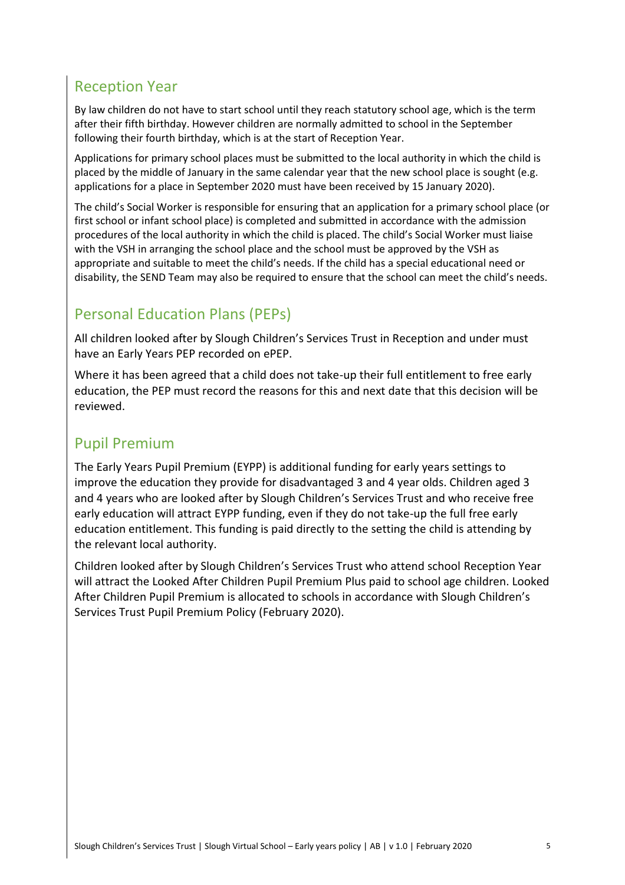## Reception Year

By law children do not have to start school until they reach statutory school age, which is the term after their fifth birthday. However children are normally admitted to school in the September following their fourth birthday, which is at the start of Reception Year.

Applications for primary school places must be submitted to the local authority in which the child is placed by the middle of January in the same calendar year that the new school place is sought (e.g. applications for a place in September 2020 must have been received by 15 January 2020).

The child's Social Worker is responsible for ensuring that an application for a primary school place (or first school or infant school place) is completed and submitted in accordance with the admission procedures of the local authority in which the child is placed. The child's Social Worker must liaise with the VSH in arranging the school place and the school must be approved by the VSH as appropriate and suitable to meet the child's needs. If the child has a special educational need or disability, the SEND Team may also be required to ensure that the school can meet the child's needs.

## Personal Education Plans (PEPs)

All children looked after by Slough Children's Services Trust in Reception and under must have an Early Years PEP recorded on ePEP.

Where it has been agreed that a child does not take-up their full entitlement to free early education, the PEP must record the reasons for this and next date that this decision will be reviewed.

## Pupil Premium

The Early Years Pupil Premium (EYPP) is additional funding for early years settings to improve the education they provide for disadvantaged 3 and 4 year olds. Children aged 3 and 4 years who are looked after by Slough Children's Services Trust and who receive free early education will attract EYPP funding, even if they do not take-up the full free early education entitlement. This funding is paid directly to the setting the child is attending by the relevant local authority.

Children looked after by Slough Children's Services Trust who attend school Reception Year will attract the Looked After Children Pupil Premium Plus paid to school age children. Looked After Children Pupil Premium is allocated to schools in accordance with Slough Children's Services Trust Pupil Premium Policy (February 2020).